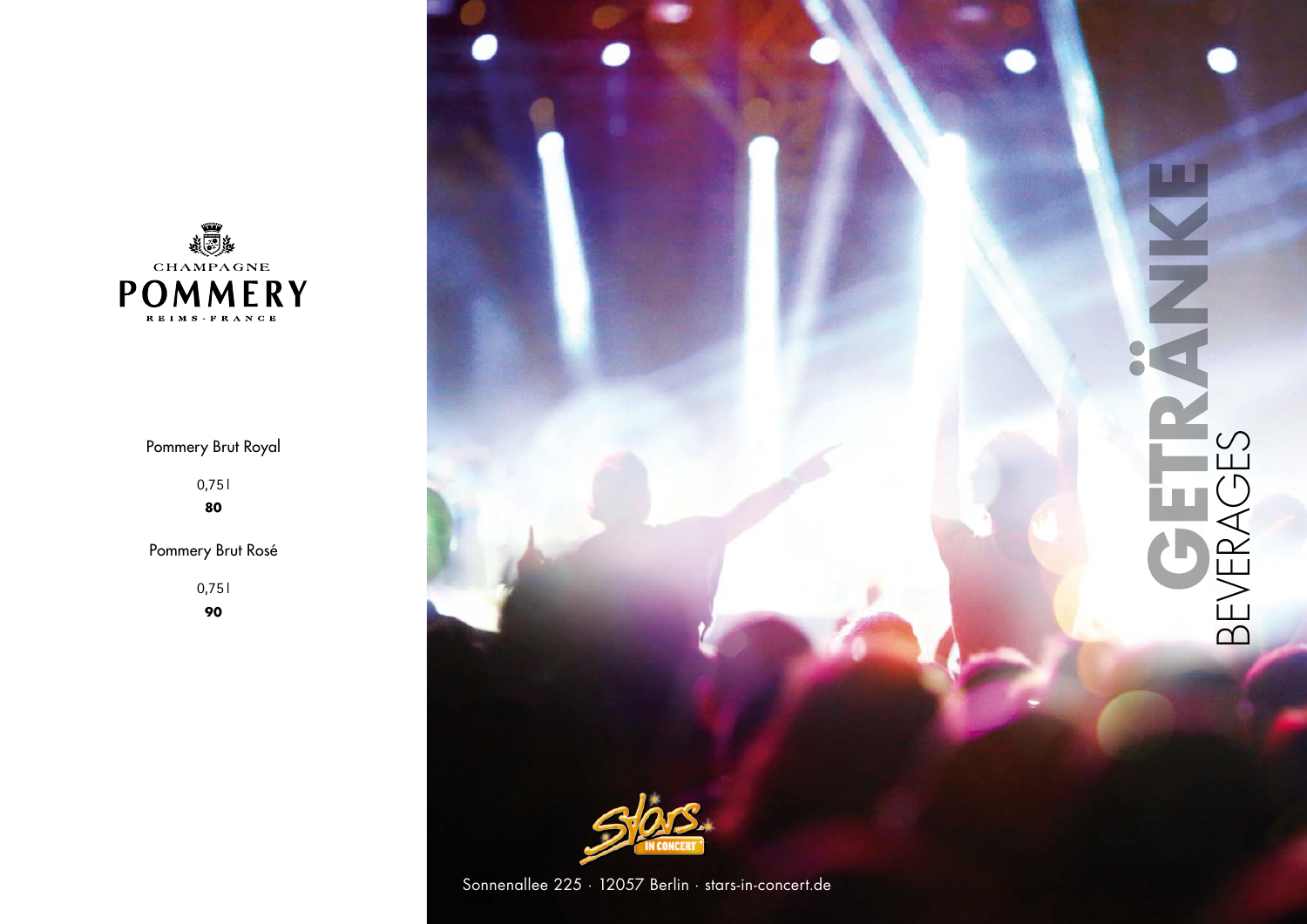CHAMPAGNE
**POMMERY**
REIMS - FRANCE

Pommery Brut Royal

0,75 l
**80**

Pommery Brut Rosé

0,75 l
**90**

# GETRÄNKE
BEVERAGES

Stars IN CONCERT

Sonnenallee 225 · 12057 Berlin · stars-in-concert.de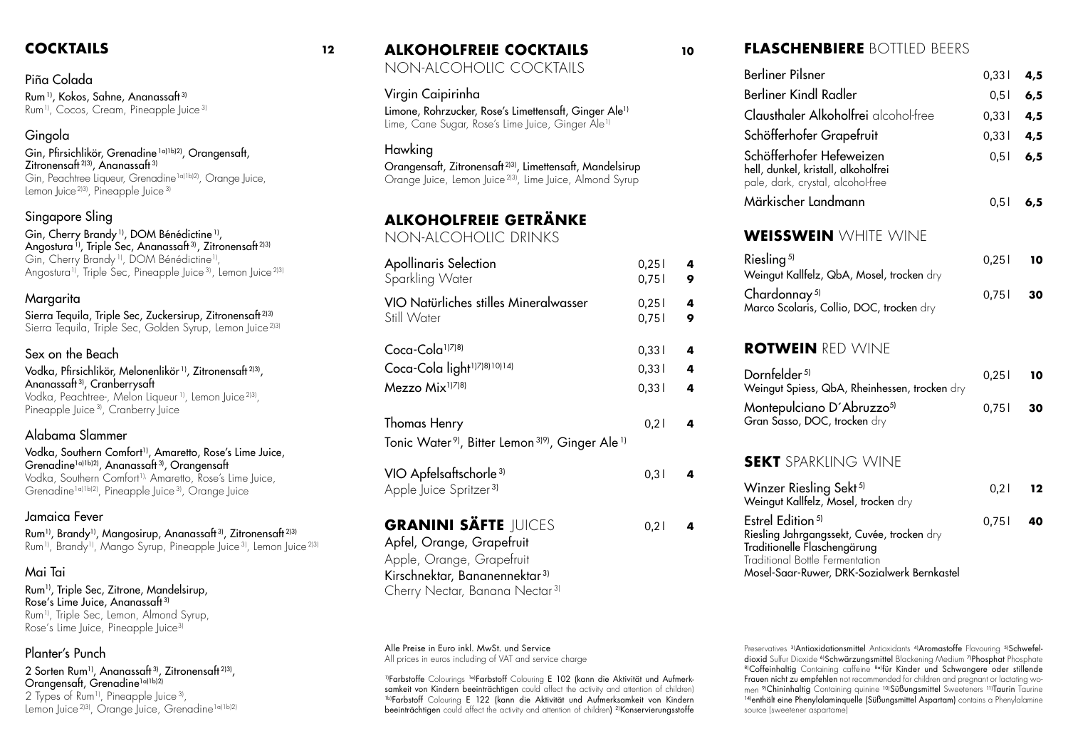## COCKTAILS 12

### Piña Colada

Rum[1)], Kokos, Sahne, Ananassaft[3)]
Rum[1)], Cocos, Cream, Pineapple Juice[3)]

### Gingola

Gin, Pfirsichlikör, Grenadine[1a)1b)2)], Orangensaft, Zitronensaft[2)3)], Ananassaft[3)]
Gin, Peachtree Liqueur, Grenadine[1a)1b)2)], Orange Juice, Lemon Juice[2)3)], Pineapple Juice[3)]

### Singapore Sling

Gin, Cherry Brandy[1)], DOM Bénédictine[1)], Angostura[1)], Triple Sec, Ananassaft[3)], Zitronensaft[2)3)]
Gin, Cherry Brandy[1)], DOM Bénédictine[1)], Angostura[1)], Triple Sec, Pineapple Juice[3)], Lemon Juice[2)3)]

### Margarita

Sierra Tequila, Triple Sec, Zuckersirup, Zitronensaft[2)3)]
Sierra Tequila, Triple Sec, Golden Syrup, Lemon Juice[2)3)]

### Sex on the Beach

Vodka, Pfirsichlikör, Melonenlikör[1)], Zitronensaft[2)3)], Ananassaft[3)], Cranberrysaft
Vodka, Peachtree-, Melon Liqueur[1)], Lemon Juice[2)3)], Pineapple Juice[3)], Cranberry Juice

### Alabama Slammer

Vodka, Southern Comfort[1)], Amaretto, Rose's Lime Juice, Grenadine[1a)1b)2)], Ananassaft[3)], Orangensaft
Vodka, Southern Comfort[1)], Amaretto, Rose's Lime Juice, Grenadine[1a)1b)2)], Pineapple Juice[3)], Orange Juice

### Jamaica Fever

Rum[1)], Brandy[1)], Mangosirup, Ananassaft[3)], Zitronensaft[2)3)]
Rum[1)], Brandy[1)], Mango Syrup, Pineapple Juice[3)], Lemon Juice[2)3)]

### Mai Tai

Rum[1)], Triple Sec, Zitrone, Mandelsirup, Rose's Lime Juice, Ananassaft[3)]
Rum[1)], Triple Sec, Lemon, Almond Syrup, Rose's Lime Juice, Pineapple Juice[3)]

### Planter's Punch

2 Sorten Rum[1)], Ananassaft[3)], Zitronensaft[2)3)], Orangensaft, Grenadine[1a)1b)2)]
2 Types of Rum[1)], Pineapple Juice[3)], Lemon Juice[2)3)], Orange Juice, Grenadine[1a)1b)2)]

## ALKOHOLFREIE COCKTAILS 10
NON-ALCOHOLIC COCKTAILS

### Virgin Caipirinha

Limone, Rohrzucker, Rose's Limettensaft, Ginger Ale[1)]
Lime, Cane Sugar, Rose's Lime Juice, Ginger Ale[1)]

### Hawking

Orangensaft, Zitronensaft[2)3)], Limettensaft, Mandelsirup
Orange Juice, Lemon Juice[2)3)], Lime Juice, Almond Syrup

## ALKOHOLFREIE GETRÄNKE
NON-ALCOHOLIC DRINKS

| | | |
|---|---|---|
| Apollinaris Selection<br>Sparkling Water | 0,25 l<br>0,75 l | 4<br>9 |
| VIO Natürliches stilles Mineralwasser<br>Still Water | 0,25 l<br>0,75 l | 4<br>9 |
| Coca-Cola[1)7)8)] | 0,33 l | 4 |
| Coca-Cola light[1)7)8)10)14)] | 0,33 l | 4 |
| Mezzo Mix[1)7)8)] | 0,33 l | 4 |
| Thomas Henry<br>Tonic Water[9)], Bitter Lemon[3)9)], Ginger Ale[1)] | 0,2 l | 4 |
| VIO Apfelsaftschorle[3)]<br>Apple Juice Spritzer[3)] | 0,3 l | 4 |

## GRANINI SÄFTE JUICES 0,2 l 4

Apfel, Orange, Grapefruit
Apple, Orange, Grapefruit
Kirschnektar, Bananennektar[3)]
Cherry Nectar, Banana Nectar[3)]

Alle Preise in Euro inkl. MwSt. und Service
All prices in euros including of VAT and service charge

[1)]Farbstoffe Colourings [1a)]Farbstoff Colouring E 102 (kann die Aktivität und Aufmerksamkeit von Kindern beeinträchtigen could affect the activity and attention of children) [1b)]Farbstoff Colouring E 122 (kann die Aktivität und Aufmerksamkeit von Kindern beeinträchtigen could affect the activity and attention of children) [2)]Konservierungsstoffe Preservatives [3)]Antioxidationsmittel Antioxidants [4)]Aromastoffe Flavouring [5)]Schwefeldioxid Sulfur Dioxide [6)]Schwärzungsmittel Blackening Medium [7)]Phosphat Phosphate [8)]Coffeinhaltig Containing caffeine [8a)]für Kinder und Schwangere oder stillende Frauen nicht zu empfehlen not recommended for children and pregnant or lactating women [9)]Chininhaltig Containing quinine [10)]Süßungsmittel Sweeteners [11)]Taurin Taurine [14)]enthält eine Phenylalaminquelle (Süßungsmittel Aspartam) contains a Phenylalamine source (sweetener aspartame)

## FLASCHENBIERE BOTTLED BEERS

| | | |
|---|---|---|
| Berliner Pilsner | 0,33 l | 4,5 |
| Berliner Kindl Radler | 0,5 l | 6,5 |
| Clausthaler Alkoholfrei alcohol-free | 0,33 l | 4,5 |
| Schöfferhofer Grapefruit | 0,33 l | 4,5 |
| Schöfferhofer Hefeweizen<br>hell, dunkel, kristall, alkoholfrei<br>pale, dark, crystal, alcohol-free | 0,5 l | 6,5 |
| Märkischer Landmann | 0,5 l | 6,5 |

## WEISSWEIN WHITE WINE

| | | |
|---|---|---|
| Riesling[5)]<br>Weingut Kallfelz, QbA, Mosel, trocken dry | 0,25 l | 10 |
| Chardonnay[5)]<br>Marco Scolaris, Collio, DOC, trocken dry | 0,75 l | 30 |

## ROTWEIN RED WINE

| | | |
|---|---|---|
| Dornfelder[5)]<br>Weingut Spiess, QbA, Rheinhessen, trocken dry | 0,25 l | 10 |
| Montepulciano D´Abruzzo[5)]<br>Gran Sasso, DOC, trocken dry | 0,75 l | 30 |

## SEKT SPARKLING WINE

| | | |
|---|---|---|
| Winzer Riesling Sekt[5)]<br>Weingut Kallfelz, Mosel, trocken dry | 0,2 l | 12 |
| Estrel Edition[5)]<br>Riesling Jahrgangssekt, Cuvée, trocken dry<br>Traditionelle Flaschengärung<br>Traditional Bottle Fermentation<br>Mosel-Saar-Ruwer, DRK-Sozialwerk Bernkastel | 0,75 l | 40 |